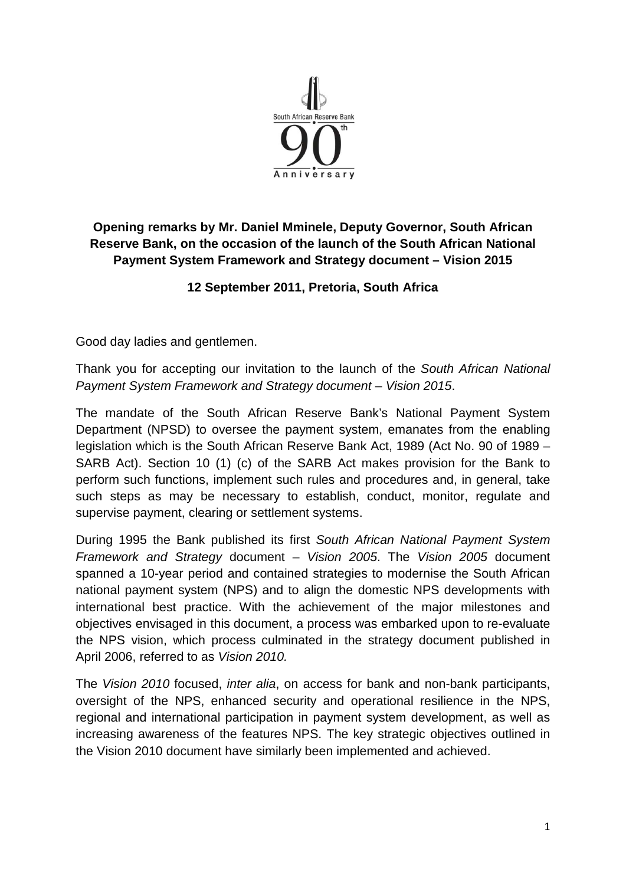**Opening remarks by Mr. Daniel Mminele, Deputy Governor, South African Reserve Bank, on the occasion of the launch of the South African National Payment System Framework and Strategy document – Vision 2015**

**12 September 2011, Pretoria, South Africa**

Good day ladies and gentlemen.

Thank you for accepting our invitation to the launch of the *South African National Payment System Framework and Strategy document – Vision 2015*.

The mandate of the South African Reserve Bank's National Payment System Department (NPSD) to oversee the payment system, emanates from the enabling legislation which is the South African Reserve Bank Act, 1989 (Act No. 90 of 1989 – SARB Act). Section 10 (1) (c) of the SARB Act makes provision for the Bank to perform such functions, implement such rules and procedures and, in general, take such steps as may be necessary to establish, conduct, monitor, regulate and supervise payment, clearing or settlement systems.

During 1995 the Bank published its first *South African National Payment System Framework and Strategy* document – *Vision 2005*. The *Vision 2005* document spanned a 10-year period and contained strategies to modernise the South African national payment system (NPS) and to align the domestic NPS developments with international best practice. With the achievement of the major milestones and objectives envisaged in this document, a process was embarked upon to re-evaluate the NPS vision, which process culminated in the strategy document published in April 2006, referred to as *Vision 2010.*

The *Vision 2010* focused, *inter alia*, on access for bank and non-bank participants, oversight of the NPS, enhanced security and operational resilience in the NPS, regional and international participation in payment system development, as well as increasing awareness of the features NPS. The key strategic objectives outlined in the Vision 2010 document have similarly been implemented and achieved.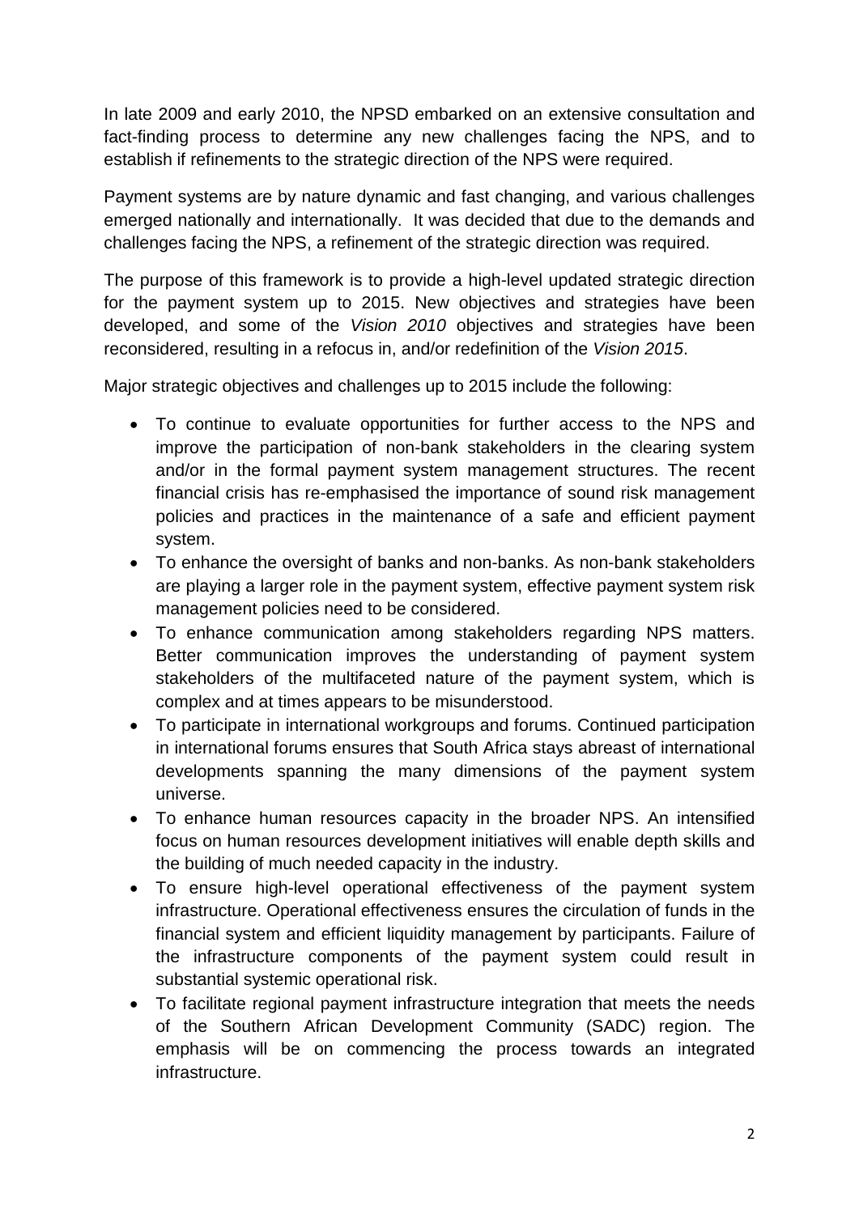In late 2009 and early 2010, the NPSD embarked on an extensive consultation and fact-finding process to determine any new challenges facing the NPS, and to establish if refinements to the strategic direction of the NPS were required.

Payment systems are by nature dynamic and fast changing, and various challenges emerged nationally and internationally. It was decided that due to the demands and challenges facing the NPS, a refinement of the strategic direction was required.

The purpose of this framework is to provide a high-level updated strategic direction for the payment system up to 2015. New objectives and strategies have been developed, and some of the *Vision 2010* objectives and strategies have been reconsidered, resulting in a refocus in, and/or redefinition of the *Vision 2015*.

Major strategic objectives and challenges up to 2015 include the following:

- To continue to evaluate opportunities for further access to the NPS and improve the participation of non-bank stakeholders in the clearing system and/or in the formal payment system management structures. The recent financial crisis has re-emphasised the importance of sound risk management policies and practices in the maintenance of a safe and efficient payment system.
- To enhance the oversight of banks and non-banks. As non-bank stakeholders are playing a larger role in the payment system, effective payment system risk management policies need to be considered.
- To enhance communication among stakeholders regarding NPS matters. Better communication improves the understanding of payment system stakeholders of the multifaceted nature of the payment system, which is complex and at times appears to be misunderstood.
- To participate in international workgroups and forums. Continued participation in international forums ensures that South Africa stays abreast of international developments spanning the many dimensions of the payment system universe.
- To enhance human resources capacity in the broader NPS. An intensified focus on human resources development initiatives will enable depth skills and the building of much needed capacity in the industry.
- To ensure high-level operational effectiveness of the payment system infrastructure. Operational effectiveness ensures the circulation of funds in the financial system and efficient liquidity management by participants. Failure of the infrastructure components of the payment system could result in substantial systemic operational risk.
- To facilitate regional payment infrastructure integration that meets the needs of the Southern African Development Community (SADC) region. The emphasis will be on commencing the process towards an integrated infrastructure.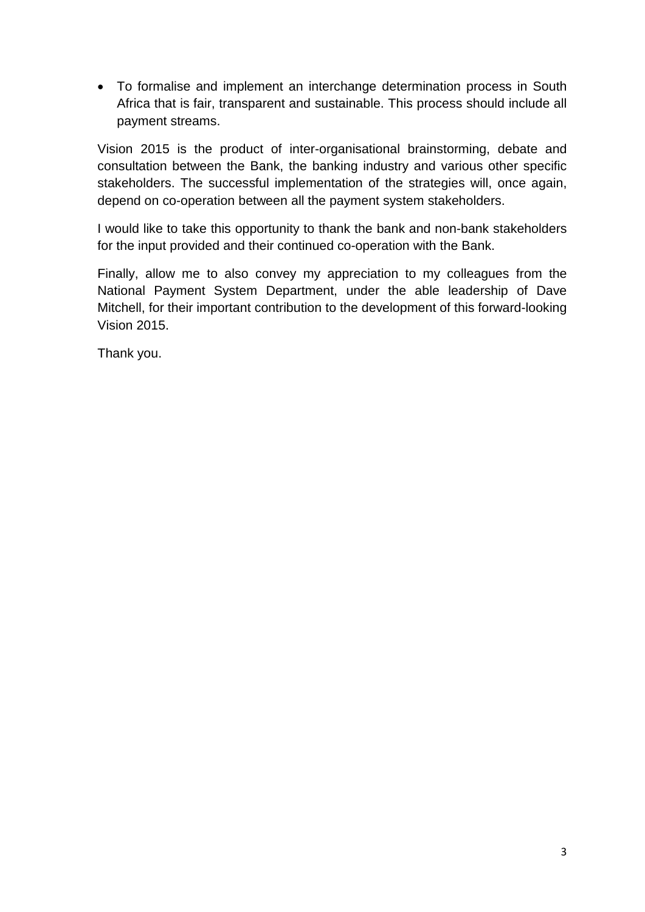- To formalise and implement an interchange determination process in South Africa that is fair, transparent and sustainable. This process should include all payment streams.

Vision 2015 is the product of inter-organisational brainstorming, debate and consultation between the Bank, the banking industry and various other specific stakeholders. The successful implementation of the strategies will, once again, depend on co-operation between all the payment system stakeholders.

I would like to take this opportunity to thank the bank and non-bank stakeholders for the input provided and their continued co-operation with the Bank.

Finally, allow me to also convey my appreciation to my colleagues from the National Payment System Department, under the able leadership of Dave Mitchell, for their important contribution to the development of this forward-looking Vision 2015.

Thank you.